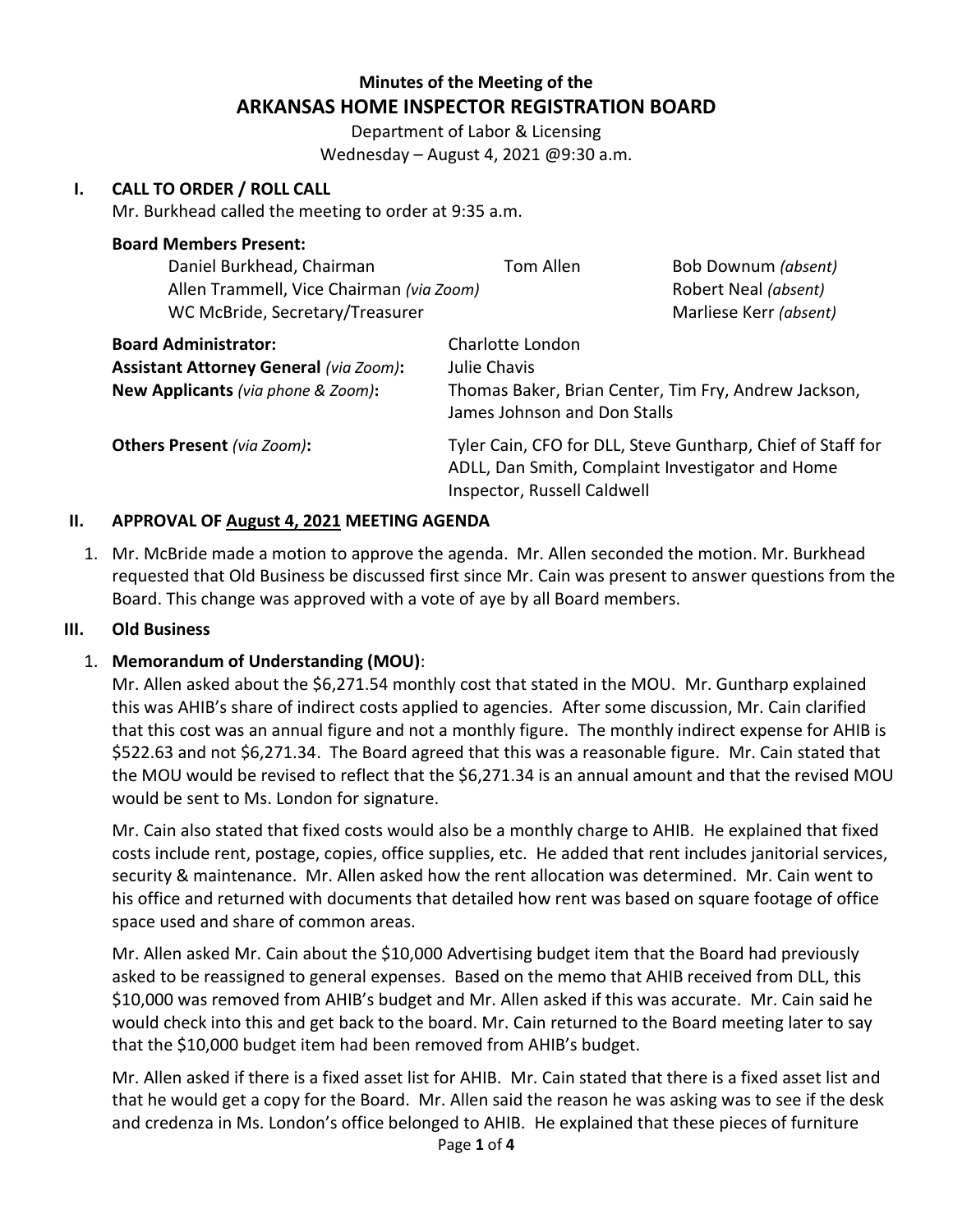**Minutes of the Meeting of the**

# ARKANSAS HOME INSPECTOR REGISTRATION BOARD

Department of Labor & Licensing
Wednesday – August 4, 2021 @9:30 a.m.

## I. CALL TO ORDER / ROLL CALL

Mr. Burkhead called the meeting to order at 9:35 a.m.

**Board Members Present:**

Daniel Burkhead, Chairman
Tom Allen
Bob Downum *(absent)*
Allen Trammell, Vice Chairman *(via Zoom)*
Robert Neal *(absent)*
WC McBride, Secretary/Treasurer
Marliese Kerr *(absent)*

**Board Administrator:** Charlotte London
**Assistant Attorney General** *(via Zoom)***:** Julie Chavis
**New Applicants** *(via phone & Zoom)***:** Thomas Baker, Brian Center, Tim Fry, Andrew Jackson, James Johnson and Don Stalls

**Others Present** *(via Zoom)***:** Tyler Cain, CFO for DLL, Steve Guntharp, Chief of Staff for ADLL, Dan Smith, Complaint Investigator and Home Inspector, Russell Caldwell

## II. APPROVAL OF August 4, 2021 MEETING AGENDA

1. Mr. McBride made a motion to approve the agenda. Mr. Allen seconded the motion. Mr. Burkhead requested that Old Business be discussed first since Mr. Cain was present to answer questions from the Board. This change was approved with a vote of aye by all Board members.

## III. Old Business

1. **Memorandum of Understanding (MOU)**:
   Mr. Allen asked about the $6,271.54 monthly cost that stated in the MOU. Mr. Guntharp explained this was AHIB's share of indirect costs applied to agencies. After some discussion, Mr. Cain clarified that this cost was an annual figure and not a monthly figure. The monthly indirect expense for AHIB is $522.63 and not $6,271.34. The Board agreed that this was a reasonable figure. Mr. Cain stated that the MOU would be revised to reflect that the $6,271.34 is an annual amount and that the revised MOU would be sent to Ms. London for signature.

   Mr. Cain also stated that fixed costs would also be a monthly charge to AHIB. He explained that fixed costs include rent, postage, copies, office supplies, etc. He added that rent includes janitorial services, security & maintenance. Mr. Allen asked how the rent allocation was determined. Mr. Cain went to his office and returned with documents that detailed how rent was based on square footage of office space used and share of common areas.

   Mr. Allen asked Mr. Cain about the $10,000 Advertising budget item that the Board had previously asked to be reassigned to general expenses. Based on the memo that AHIB received from DLL, this $10,000 was removed from AHIB's budget and Mr. Allen asked if this was accurate. Mr. Cain said he would check into this and get back to the board. Mr. Cain returned to the Board meeting later to say that the $10,000 budget item had been removed from AHIB's budget.

   Mr. Allen asked if there is a fixed asset list for AHIB. Mr. Cain stated that there is a fixed asset list and that he would get a copy for the Board. Mr. Allen said the reason he was asking was to see if the desk and credenza in Ms. London's office belonged to AHIB. He explained that these pieces of furniture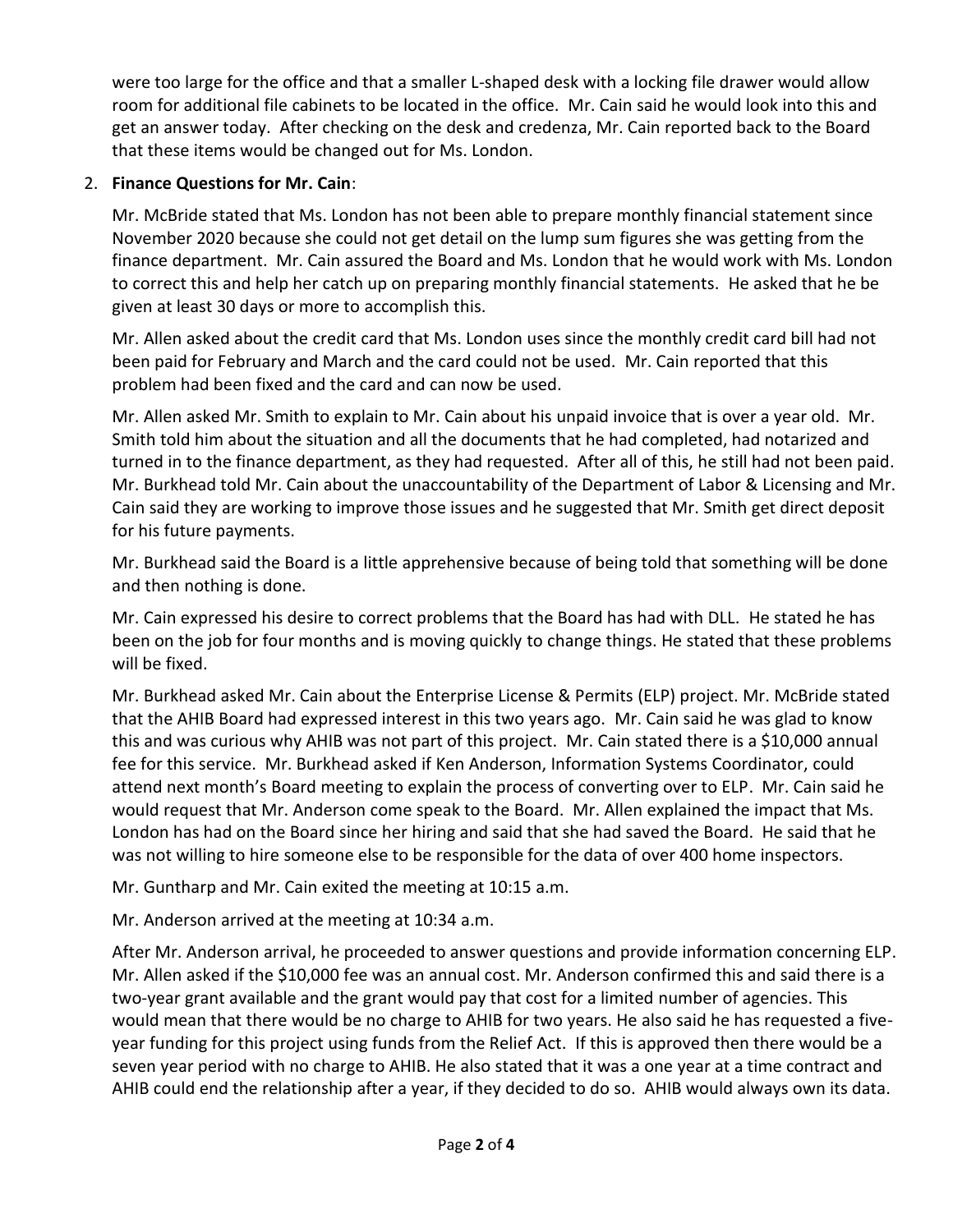were too large for the office and that a smaller L-shaped desk with a locking file drawer would allow room for additional file cabinets to be located in the office. Mr. Cain said he would look into this and get an answer today. After checking on the desk and credenza, Mr. Cain reported back to the Board that these items would be changed out for Ms. London.

2. **Finance Questions for Mr. Cain**:

   Mr. McBride stated that Ms. London has not been able to prepare monthly financial statement since November 2020 because she could not get detail on the lump sum figures she was getting from the finance department. Mr. Cain assured the Board and Ms. London that he would work with Ms. London to correct this and help her catch up on preparing monthly financial statements. He asked that he be given at least 30 days or more to accomplish this.

   Mr. Allen asked about the credit card that Ms. London uses since the monthly credit card bill had not been paid for February and March and the card could not be used. Mr. Cain reported that this problem had been fixed and the card and can now be used.

   Mr. Allen asked Mr. Smith to explain to Mr. Cain about his unpaid invoice that is over a year old. Mr. Smith told him about the situation and all the documents that he had completed, had notarized and turned in to the finance department, as they had requested. After all of this, he still had not been paid. Mr. Burkhead told Mr. Cain about the unaccountability of the Department of Labor & Licensing and Mr. Cain said they are working to improve those issues and he suggested that Mr. Smith get direct deposit for his future payments.

   Mr. Burkhead said the Board is a little apprehensive because of being told that something will be done and then nothing is done.

   Mr. Cain expressed his desire to correct problems that the Board has had with DLL. He stated he has been on the job for four months and is moving quickly to change things. He stated that these problems will be fixed.

   Mr. Burkhead asked Mr. Cain about the Enterprise License & Permits (ELP) project. Mr. McBride stated that the AHIB Board had expressed interest in this two years ago. Mr. Cain said he was glad to know this and was curious why AHIB was not part of this project. Mr. Cain stated there is a $10,000 annual fee for this service. Mr. Burkhead asked if Ken Anderson, Information Systems Coordinator, could attend next month's Board meeting to explain the process of converting over to ELP. Mr. Cain said he would request that Mr. Anderson come speak to the Board. Mr. Allen explained the impact that Ms. London has had on the Board since her hiring and said that she had saved the Board. He said that he was not willing to hire someone else to be responsible for the data of over 400 home inspectors.

   Mr. Guntharp and Mr. Cain exited the meeting at 10:15 a.m.

   Mr. Anderson arrived at the meeting at 10:34 a.m.

   After Mr. Anderson arrival, he proceeded to answer questions and provide information concerning ELP. Mr. Allen asked if the $10,000 fee was an annual cost. Mr. Anderson confirmed this and said there is a two-year grant available and the grant would pay that cost for a limited number of agencies. This would mean that there would be no charge to AHIB for two years. He also said he has requested a five-year funding for this project using funds from the Relief Act. If this is approved then there would be a seven year period with no charge to AHIB. He also stated that it was a one year at a time contract and AHIB could end the relationship after a year, if they decided to do so. AHIB would always own its data.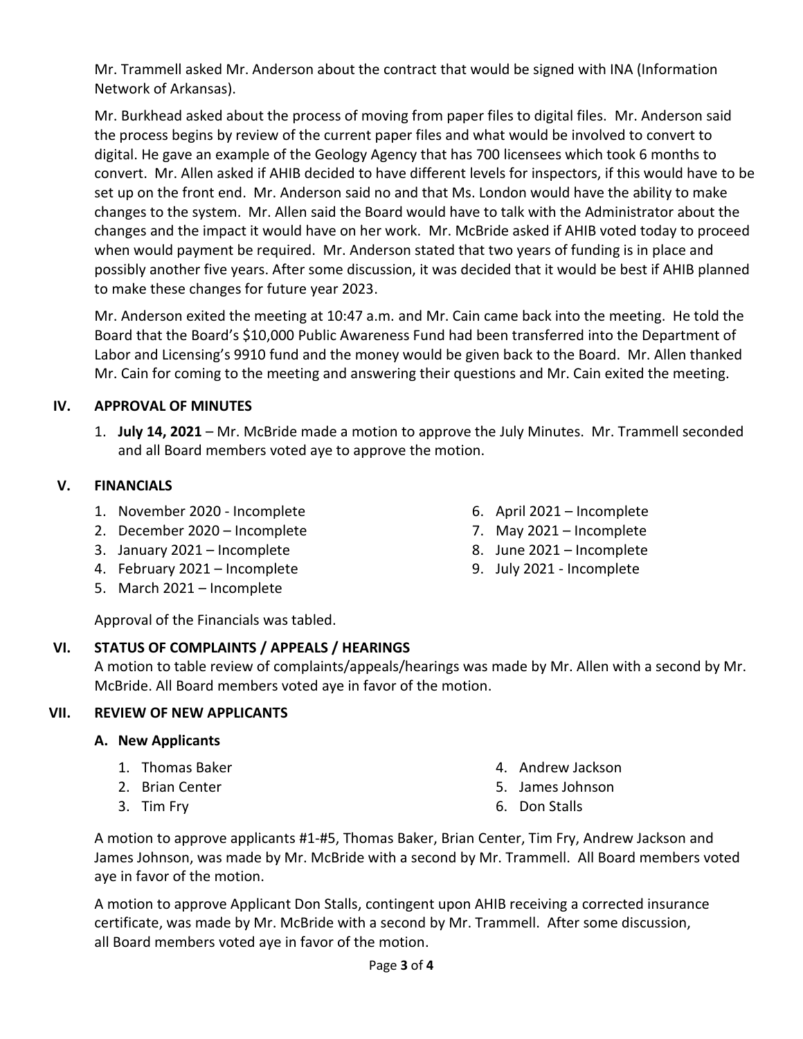Mr. Trammell asked Mr. Anderson about the contract that would be signed with INA (Information Network of Arkansas).

Mr. Burkhead asked about the process of moving from paper files to digital files. Mr. Anderson said the process begins by review of the current paper files and what would be involved to convert to digital. He gave an example of the Geology Agency that has 700 licensees which took 6 months to convert. Mr. Allen asked if AHIB decided to have different levels for inspectors, if this would have to be set up on the front end. Mr. Anderson said no and that Ms. London would have the ability to make changes to the system. Mr. Allen said the Board would have to talk with the Administrator about the changes and the impact it would have on her work. Mr. McBride asked if AHIB voted today to proceed when would payment be required. Mr. Anderson stated that two years of funding is in place and possibly another five years. After some discussion, it was decided that it would be best if AHIB planned to make these changes for future year 2023.

Mr. Anderson exited the meeting at 10:47 a.m. and Mr. Cain came back into the meeting. He told the Board that the Board's $10,000 Public Awareness Fund had been transferred into the Department of Labor and Licensing's 9910 fund and the money would be given back to the Board. Mr. Allen thanked Mr. Cain for coming to the meeting and answering their questions and Mr. Cain exited the meeting.

## IV. APPROVAL OF MINUTES

1. **July 14, 2021** – Mr. McBride made a motion to approve the July Minutes. Mr. Trammell seconded and all Board members voted aye to approve the motion.

## V. FINANCIALS

1. November 2020 - Incomplete
2. December 2020 – Incomplete
3. January 2021 – Incomplete
4. February 2021 – Incomplete
5. March 2021 – Incomplete
6. April 2021 – Incomplete
7. May 2021 – Incomplete
8. June 2021 – Incomplete
9. July 2021 - Incomplete

Approval of the Financials was tabled.

## VI. STATUS OF COMPLAINTS / APPEALS / HEARINGS

A motion to table review of complaints/appeals/hearings was made by Mr. Allen with a second by Mr. McBride. All Board members voted aye in favor of the motion.

## VII. REVIEW OF NEW APPLICANTS

### A. New Applicants

1. Thomas Baker
2. Brian Center
3. Tim Fry
4. Andrew Jackson
5. James Johnson
6. Don Stalls

A motion to approve applicants #1-#5, Thomas Baker, Brian Center, Tim Fry, Andrew Jackson and James Johnson, was made by Mr. McBride with a second by Mr. Trammell. All Board members voted aye in favor of the motion.

A motion to approve Applicant Don Stalls, contingent upon AHIB receiving a corrected insurance certificate, was made by Mr. McBride with a second by Mr. Trammell. After some discussion, all Board members voted aye in favor of the motion.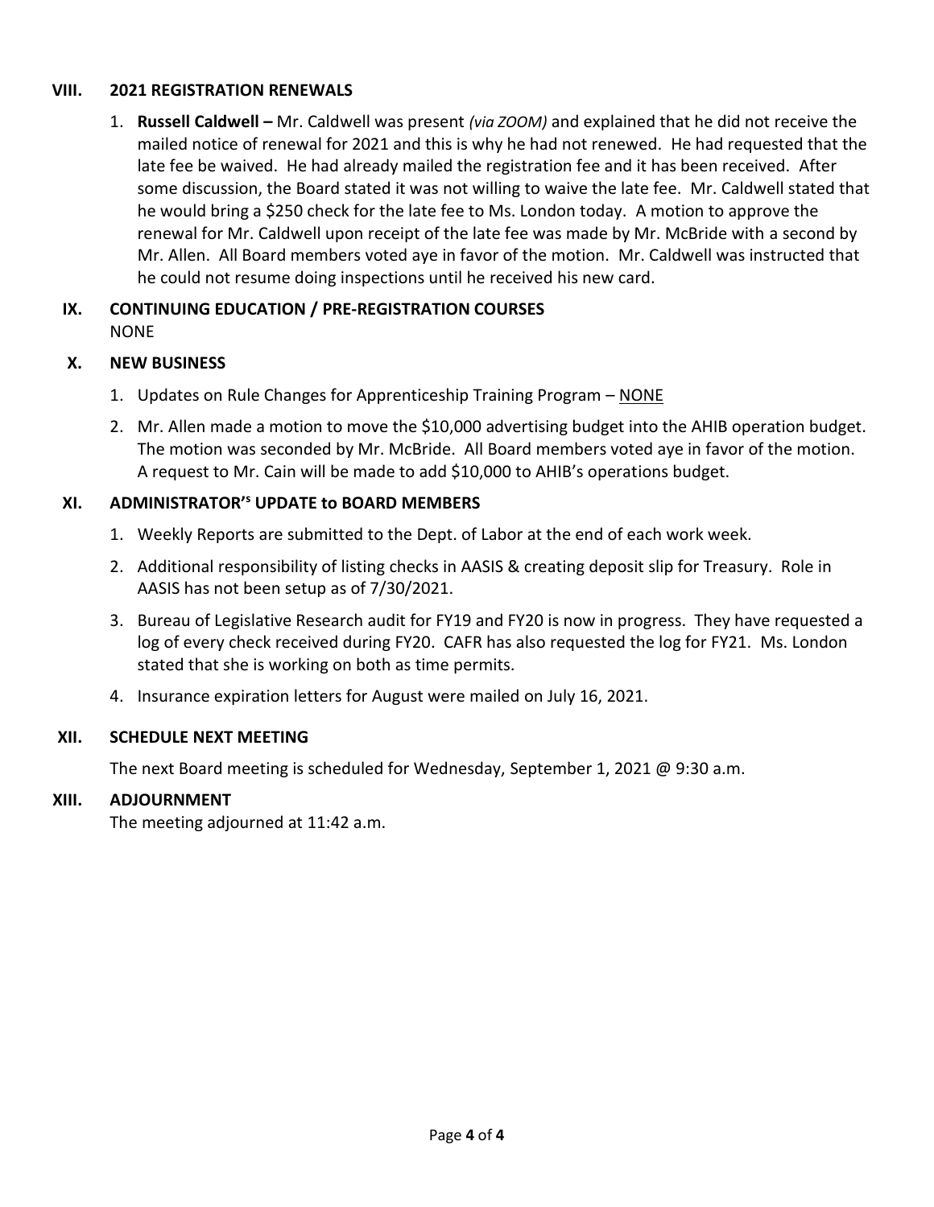## VIII. 2021 REGISTRATION RENEWALS

1. **Russell Caldwell –** Mr. Caldwell was present *(via ZOOM)* and explained that he did not receive the mailed notice of renewal for 2021 and this is why he had not renewed. He had requested that the late fee be waived. He had already mailed the registration fee and it has been received. After some discussion, the Board stated it was not willing to waive the late fee. Mr. Caldwell stated that he would bring a $250 check for the late fee to Ms. London today. A motion to approve the renewal for Mr. Caldwell upon receipt of the late fee was made by Mr. McBride with a second by Mr. Allen. All Board members voted aye in favor of the motion. Mr. Caldwell was instructed that he could not resume doing inspections until he received his new card.

## IX. CONTINUING EDUCATION / PRE-REGISTRATION COURSES

NONE

## X. NEW BUSINESS

1. Updates on Rule Changes for Apprenticeship Training Program – NONE
2. Mr. Allen made a motion to move the $10,000 advertising budget into the AHIB operation budget. The motion was seconded by Mr. McBride. All Board members voted aye in favor of the motion. A request to Mr. Cain will be made to add $10,000 to AHIB's operations budget.

## XI. ADMINISTRATOR'S UPDATE to BOARD MEMBERS

1. Weekly Reports are submitted to the Dept. of Labor at the end of each work week.
2. Additional responsibility of listing checks in AASIS & creating deposit slip for Treasury. Role in AASIS has not been setup as of 7/30/2021.
3. Bureau of Legislative Research audit for FY19 and FY20 is now in progress. They have requested a log of every check received during FY20. CAFR has also requested the log for FY21. Ms. London stated that she is working on both as time permits.
4. Insurance expiration letters for August were mailed on July 16, 2021.

## XII. SCHEDULE NEXT MEETING

The next Board meeting is scheduled for Wednesday, September 1, 2021 @ 9:30 a.m.

## XIII. ADJOURNMENT

The meeting adjourned at 11:42 a.m.